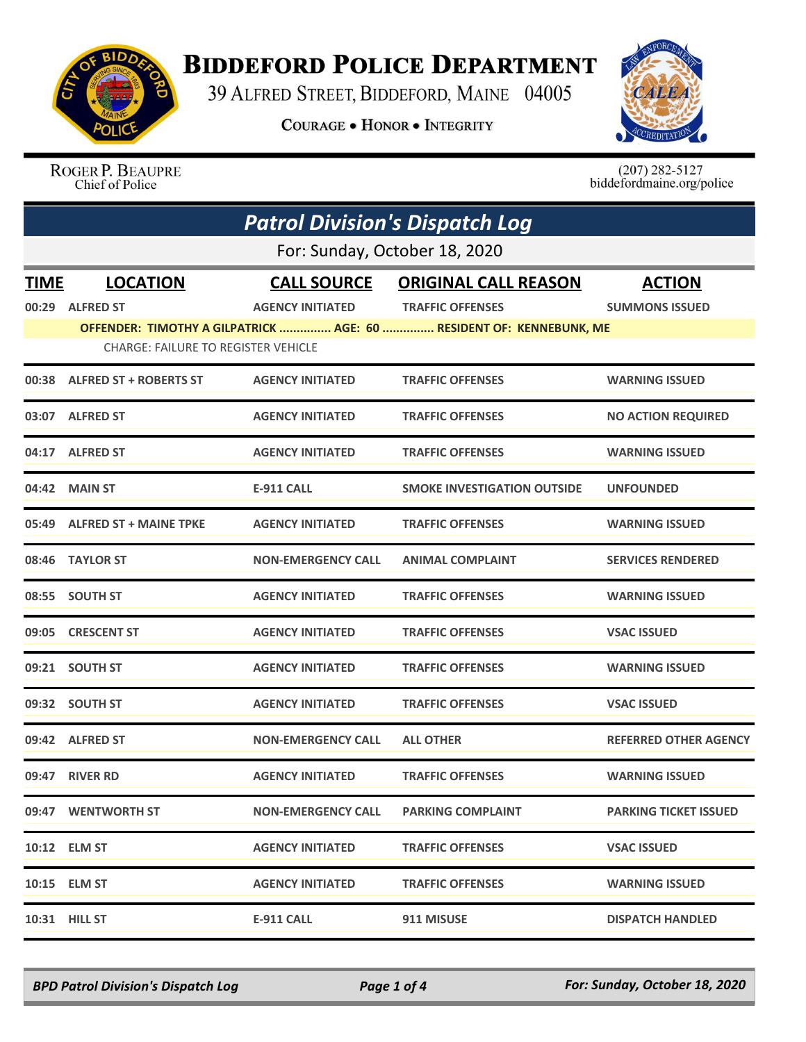# Biddeford Police Department

39 Alfred Street, Biddeford, Maine 04005

**Courage • Honor • Integrity**

Roger P. Beaupre
Chief of Police

(207) 282-5127
biddefordmaine.org/police

## *Patrol Division's Dispatch Log*

For: Sunday, October 18, 2020

| TIME | LOCATION | CALL SOURCE | ORIGINAL CALL REASON | ACTION |
|---|---|---|---|---|
| 00:29 | ALFRED ST | AGENCY INITIATED | TRAFFIC OFFENSES | SUMMONS ISSUED |
| | OFFENDER: TIMOTHY A GILPATRICK ............... AGE: 60 ............... RESIDENT OF: KENNEBUNK, ME | | | |
| | CHARGE: FAILURE TO REGISTER VEHICLE | | | |
| 00:38 | ALFRED ST + ROBERTS ST | AGENCY INITIATED | TRAFFIC OFFENSES | WARNING ISSUED |
| 03:07 | ALFRED ST | AGENCY INITIATED | TRAFFIC OFFENSES | NO ACTION REQUIRED |
| 04:17 | ALFRED ST | AGENCY INITIATED | TRAFFIC OFFENSES | WARNING ISSUED |
| 04:42 | MAIN ST | E-911 CALL | SMOKE INVESTIGATION OUTSIDE | UNFOUNDED |
| 05:49 | ALFRED ST + MAINE TPKE | AGENCY INITIATED | TRAFFIC OFFENSES | WARNING ISSUED |
| 08:46 | TAYLOR ST | NON-EMERGENCY CALL | ANIMAL COMPLAINT | SERVICES RENDERED |
| 08:55 | SOUTH ST | AGENCY INITIATED | TRAFFIC OFFENSES | WARNING ISSUED |
| 09:05 | CRESCENT ST | AGENCY INITIATED | TRAFFIC OFFENSES | VSAC ISSUED |
| 09:21 | SOUTH ST | AGENCY INITIATED | TRAFFIC OFFENSES | WARNING ISSUED |
| 09:32 | SOUTH ST | AGENCY INITIATED | TRAFFIC OFFENSES | VSAC ISSUED |
| 09:42 | ALFRED ST | NON-EMERGENCY CALL | ALL OTHER | REFERRED OTHER AGENCY |
| 09:47 | RIVER RD | AGENCY INITIATED | TRAFFIC OFFENSES | WARNING ISSUED |
| 09:47 | WENTWORTH ST | NON-EMERGENCY CALL | PARKING COMPLAINT | PARKING TICKET ISSUED |
| 10:12 | ELM ST | AGENCY INITIATED | TRAFFIC OFFENSES | VSAC ISSUED |
| 10:15 | ELM ST | AGENCY INITIATED | TRAFFIC OFFENSES | WARNING ISSUED |
| 10:31 | HILL ST | E-911 CALL | 911 MISUSE | DISPATCH HANDLED |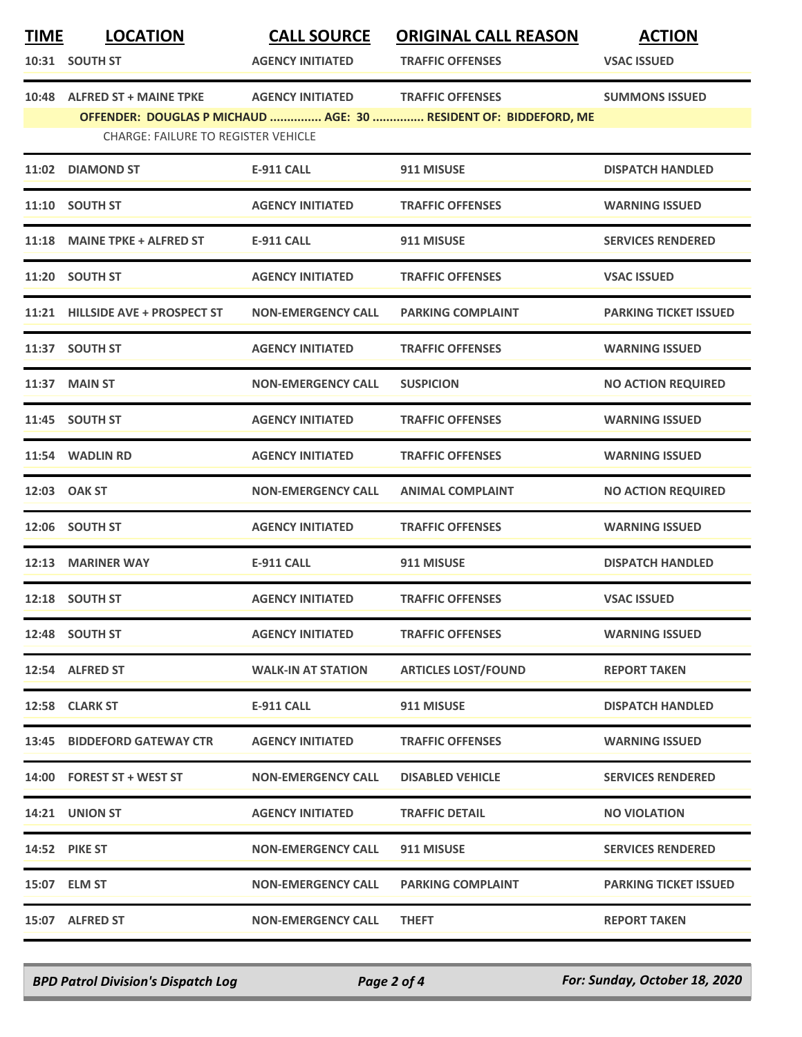| TIME | LOCATION | CALL SOURCE | ORIGINAL CALL REASON | ACTION |
|---|---|---|---|---|
| 10:31 | SOUTH ST | AGENCY INITIATED | TRAFFIC OFFENSES | VSAC ISSUED |
| 10:48 | ALFRED ST + MAINE TPKE | AGENCY INITIATED | TRAFFIC OFFENSES | SUMMONS ISSUED |
| | OFFENDER: DOUGLAS P MICHAUD ............... AGE: 30 ............... RESIDENT OF: BIDDEFORD, ME | | | |
| | CHARGE: FAILURE TO REGISTER VEHICLE | | | |
| 11:02 | DIAMOND ST | E-911 CALL | 911 MISUSE | DISPATCH HANDLED |
| 11:10 | SOUTH ST | AGENCY INITIATED | TRAFFIC OFFENSES | WARNING ISSUED |
| 11:18 | MAINE TPKE + ALFRED ST | E-911 CALL | 911 MISUSE | SERVICES RENDERED |
| 11:20 | SOUTH ST | AGENCY INITIATED | TRAFFIC OFFENSES | VSAC ISSUED |
| 11:21 | HILLSIDE AVE + PROSPECT ST | NON-EMERGENCY CALL | PARKING COMPLAINT | PARKING TICKET ISSUED |
| 11:37 | SOUTH ST | AGENCY INITIATED | TRAFFIC OFFENSES | WARNING ISSUED |
| 11:37 | MAIN ST | NON-EMERGENCY CALL | SUSPICION | NO ACTION REQUIRED |
| 11:45 | SOUTH ST | AGENCY INITIATED | TRAFFIC OFFENSES | WARNING ISSUED |
| 11:54 | WADLIN RD | AGENCY INITIATED | TRAFFIC OFFENSES | WARNING ISSUED |
| 12:03 | OAK ST | NON-EMERGENCY CALL | ANIMAL COMPLAINT | NO ACTION REQUIRED |
| 12:06 | SOUTH ST | AGENCY INITIATED | TRAFFIC OFFENSES | WARNING ISSUED |
| 12:13 | MARINER WAY | E-911 CALL | 911 MISUSE | DISPATCH HANDLED |
| 12:18 | SOUTH ST | AGENCY INITIATED | TRAFFIC OFFENSES | VSAC ISSUED |
| 12:48 | SOUTH ST | AGENCY INITIATED | TRAFFIC OFFENSES | WARNING ISSUED |
| 12:54 | ALFRED ST | WALK-IN AT STATION | ARTICLES LOST/FOUND | REPORT TAKEN |
| 12:58 | CLARK ST | E-911 CALL | 911 MISUSE | DISPATCH HANDLED |
| 13:45 | BIDDEFORD GATEWAY CTR | AGENCY INITIATED | TRAFFIC OFFENSES | WARNING ISSUED |
| 14:00 | FOREST ST + WEST ST | NON-EMERGENCY CALL | DISABLED VEHICLE | SERVICES RENDERED |
| 14:21 | UNION ST | AGENCY INITIATED | TRAFFIC DETAIL | NO VIOLATION |
| 14:52 | PIKE ST | NON-EMERGENCY CALL | 911 MISUSE | SERVICES RENDERED |
| 15:07 | ELM ST | NON-EMERGENCY CALL | PARKING COMPLAINT | PARKING TICKET ISSUED |
| 15:07 | ALFRED ST | NON-EMERGENCY CALL | THEFT | REPORT TAKEN |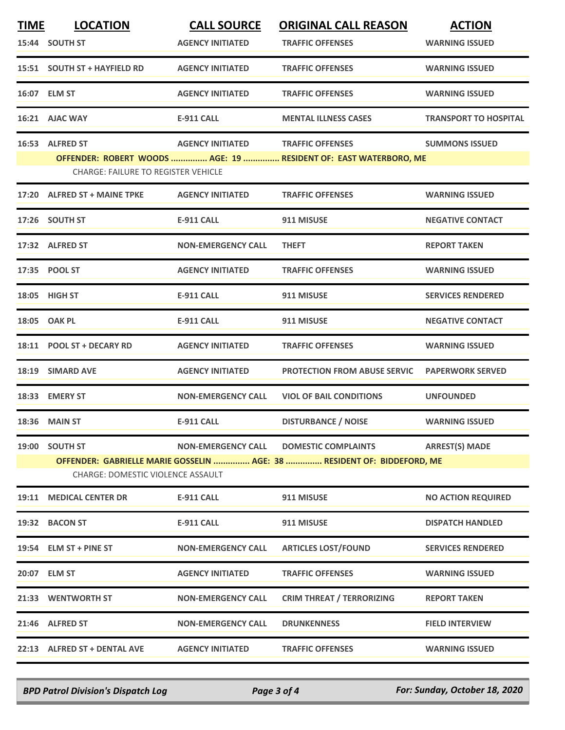| TIME | LOCATION | CALL SOURCE | ORIGINAL CALL REASON | ACTION |
|---|---|---|---|---|
| 15:44 | SOUTH ST | AGENCY INITIATED | TRAFFIC OFFENSES | WARNING ISSUED |
| 15:51 | SOUTH ST + HAYFIELD RD | AGENCY INITIATED | TRAFFIC OFFENSES | WARNING ISSUED |
| 16:07 | ELM ST | AGENCY INITIATED | TRAFFIC OFFENSES | WARNING ISSUED |
| 16:21 | AJAC WAY | E-911 CALL | MENTAL ILLNESS CASES | TRANSPORT TO HOSPITAL |
| 16:53 | ALFRED ST | AGENCY INITIATED | TRAFFIC OFFENSES | SUMMONS ISSUED |
| | **OFFENDER: ROBERT WOODS ............... AGE: 19 ............... RESIDENT OF: EAST WATERBORO, ME** | | | |
| | CHARGE: FAILURE TO REGISTER VEHICLE | | | |
| 17:20 | ALFRED ST + MAINE TPKE | AGENCY INITIATED | TRAFFIC OFFENSES | WARNING ISSUED |
| 17:26 | SOUTH ST | E-911 CALL | 911 MISUSE | NEGATIVE CONTACT |
| 17:32 | ALFRED ST | NON-EMERGENCY CALL | THEFT | REPORT TAKEN |
| 17:35 | POOL ST | AGENCY INITIATED | TRAFFIC OFFENSES | WARNING ISSUED |
| 18:05 | HIGH ST | E-911 CALL | 911 MISUSE | SERVICES RENDERED |
| 18:05 | OAK PL | E-911 CALL | 911 MISUSE | NEGATIVE CONTACT |
| 18:11 | POOL ST + DECARY RD | AGENCY INITIATED | TRAFFIC OFFENSES | WARNING ISSUED |
| 18:19 | SIMARD AVE | AGENCY INITIATED | PROTECTION FROM ABUSE SERVIC | PAPERWORK SERVED |
| 18:33 | EMERY ST | NON-EMERGENCY CALL | VIOL OF BAIL CONDITIONS | UNFOUNDED |
| 18:36 | MAIN ST | E-911 CALL | DISTURBANCE / NOISE | WARNING ISSUED |
| 19:00 | SOUTH ST | NON-EMERGENCY CALL | DOMESTIC COMPLAINTS | ARREST(S) MADE |
| | **OFFENDER: GABRIELLE MARIE GOSSELIN ............... AGE: 38 ............... RESIDENT OF: BIDDEFORD, ME** | | | |
| | CHARGE: DOMESTIC VIOLENCE ASSAULT | | | |
| 19:11 | MEDICAL CENTER DR | E-911 CALL | 911 MISUSE | NO ACTION REQUIRED |
| 19:32 | BACON ST | E-911 CALL | 911 MISUSE | DISPATCH HANDLED |
| 19:54 | ELM ST + PINE ST | NON-EMERGENCY CALL | ARTICLES LOST/FOUND | SERVICES RENDERED |
| 20:07 | ELM ST | AGENCY INITIATED | TRAFFIC OFFENSES | WARNING ISSUED |
| 21:33 | WENTWORTH ST | NON-EMERGENCY CALL | CRIM THREAT / TERRORIZING | REPORT TAKEN |
| 21:46 | ALFRED ST | NON-EMERGENCY CALL | DRUNKENNESS | FIELD INTERVIEW |
| 22:13 | ALFRED ST + DENTAL AVE | AGENCY INITIATED | TRAFFIC OFFENSES | WARNING ISSUED |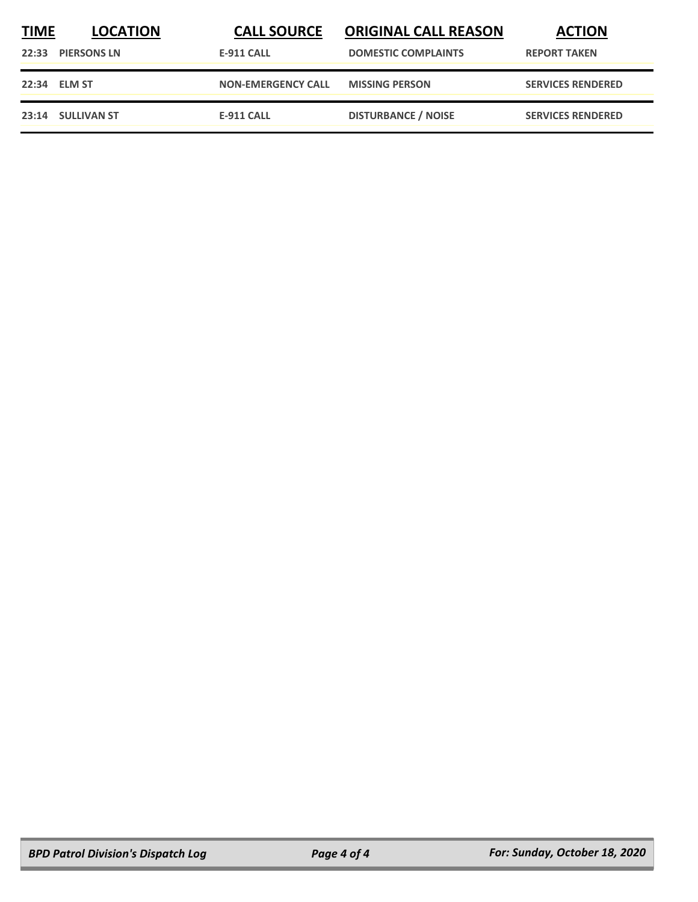| TIME | LOCATION | CALL SOURCE | ORIGINAL CALL REASON | ACTION |
| --- | --- | --- | --- | --- |
| 22:33 | PIERSONS LN | E-911 CALL | DOMESTIC COMPLAINTS | REPORT TAKEN |
| 22:34 | ELM ST | NON-EMERGENCY CALL | MISSING PERSON | SERVICES RENDERED |
| 23:14 | SULLIVAN ST | E-911 CALL | DISTURBANCE / NOISE | SERVICES RENDERED |